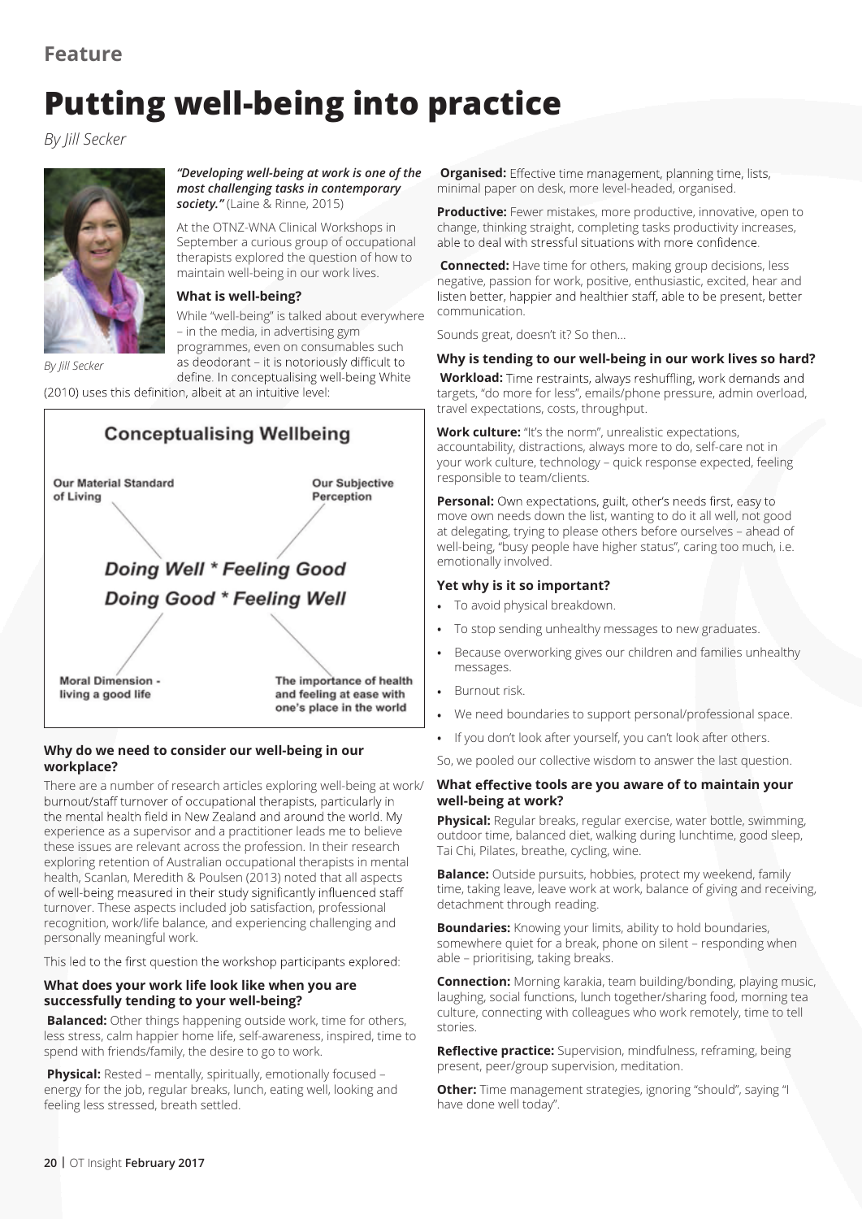Feature

# Putting well-being into practice

*By Jill Secker*

By Jill Secker

***"Developing well-being at work is one of the most challenging tasks in contemporary society."*** (Laine & Rinne, 2015)

At the OTNZ-WNA Clinical Workshops in September a curious group of occupational therapists explored the question of how to maintain well-being in our work lives.

### What is well-being?

While "well-being" is talked about everywhere – in the media, in advertising gym programmes, even on consumables such as deodorant – it is notoriously difficult to define. In conceptualising well-being White (2010) uses this definition, albeit at an intuitive level:

**Conceptualising Wellbeing**

Our Material Standard of Living

Our Subjective Perception

*Doing Well * Feeling Good*

*Doing Good * Feeling Well*

Moral Dimension - living a good life

The importance of health and feeling at ease with one's place in the world

### Why do we need to consider our well-being in our workplace?

There are a number of research articles exploring well-being at work/ burnout/staff turnover of occupational therapists, particularly in the mental health field in New Zealand and around the world. My experience as a supervisor and a practitioner leads me to believe these issues are relevant across the profession. In their research exploring retention of Australian occupational therapists in mental health, Scanlan, Meredith & Poulsen (2013) noted that all aspects of well-being measured in their study significantly influenced staff turnover. These aspects included job satisfaction, professional recognition, work/life balance, and experiencing challenging and personally meaningful work.

This led to the first question the workshop participants explored:

### What does your work life look like when you are successfully tending to your well-being?

**Balanced:** Other things happening outside work, time for others, less stress, calm happier home life, self-awareness, inspired, time to spend with friends/family, the desire to go to work.

**Physical:** Rested – mentally, spiritually, emotionally focused – energy for the job, regular breaks, lunch, eating well, looking and feeling less stressed, breath settled.

**Organised:** Effective time management, planning time, lists, minimal paper on desk, more level-headed, organised.

**Productive:** Fewer mistakes, more productive, innovative, open to change, thinking straight, completing tasks productivity increases, able to deal with stressful situations with more confidence.

**Connected:** Have time for others, making group decisions, less negative, passion for work, positive, enthusiastic, excited, hear and listen better, happier and healthier staff, able to be present, better communication.

Sounds great, doesn't it? So then...

### Why is tending to our well-being in our work lives so hard?

**Workload:** Time restraints, always reshuffling, work demands and targets, "do more for less", emails/phone pressure, admin overload, travel expectations, costs, throughput.

**Work culture:** "It's the norm", unrealistic expectations, accountability, distractions, always more to do, self-care not in your work culture, technology – quick response expected, feeling responsible to team/clients.

**Personal:** Own expectations, guilt, other's needs first, easy to move own needs down the list, wanting to do it all well, not good at delegating, trying to please others before ourselves – ahead of well-being, "busy people have higher status", caring too much, i.e. emotionally involved.

### Yet why is it so important?

- To avoid physical breakdown.
- To stop sending unhealthy messages to new graduates.
- Because overworking gives our children and families unhealthy messages.
- Burnout risk.
- We need boundaries to support personal/professional space.
- If you don't look after yourself, you can't look after others.

So, we pooled our collective wisdom to answer the last question.

### What effective tools are you aware of to maintain your well-being at work?

**Physical:** Regular breaks, regular exercise, water bottle, swimming, outdoor time, balanced diet, walking during lunchtime, good sleep, Tai Chi, Pilates, breathe, cycling, wine.

**Balance:** Outside pursuits, hobbies, protect my weekend, family time, taking leave, leave work at work, balance of giving and receiving, detachment through reading.

**Boundaries:** Knowing your limits, ability to hold boundaries, somewhere quiet for a break, phone on silent – responding when able – prioritising, taking breaks.

**Connection:** Morning karakia, team building/bonding, playing music, laughing, social functions, lunch together/sharing food, morning tea culture, connecting with colleagues who work remotely, time to tell stories.

**Reflective practice:** Supervision, mindfulness, reframing, being present, peer/group supervision, meditation.

**Other:** Time management strategies, ignoring "should", saying "I have done well today".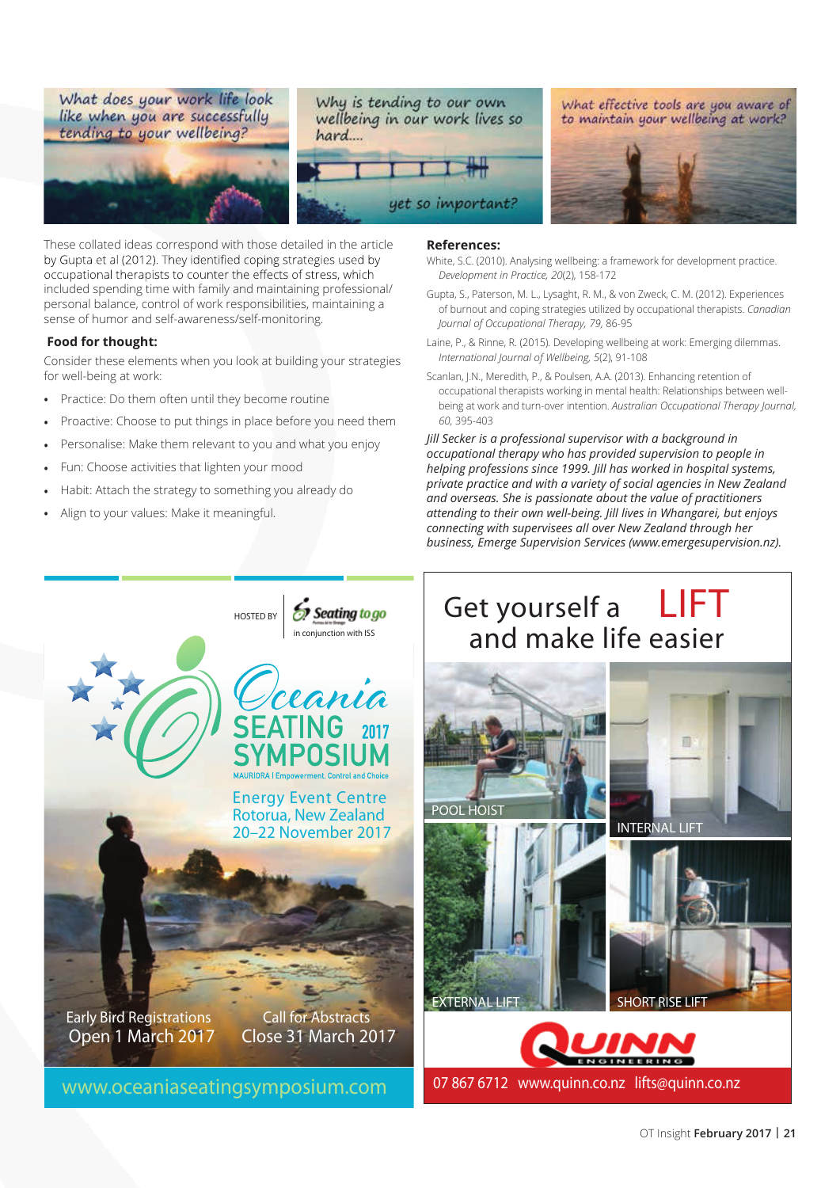What does your work life look like when you are successfully tending to your wellbeing?

Why is tending to our own wellbeing in our work lives so hard.... yet so important?

What effective tools are you aware of to maintain your wellbeing at work?

These collated ideas correspond with those detailed in the article by Gupta et al (2012). They identified coping strategies used by occupational therapists to counter the effects of stress, which included spending time with family and maintaining professional/personal balance, control of work responsibilities, maintaining a sense of humor and self-awareness/self-monitoring.

**Food for thought:**

Consider these elements when you look at building your strategies for well-being at work:

- Practice: Do them often until they become routine
- Proactive: Choose to put things in place before you need them
- Personalise: Make them relevant to you and what you enjoy
- Fun: Choose activities that lighten your mood
- Habit: Attach the strategy to something you already do
- Align to your values: Make it meaningful.

**References:**

White, S.C. (2010). Analysing wellbeing: a framework for development practice. *Development in Practice, 20*(2), 158-172

Gupta, S., Paterson, M. L., Lysaght, R. M., & von Zweck, C. M. (2012). Experiences of burnout and coping strategies utilized by occupational therapists. *Canadian Journal of Occupational Therapy, 79,* 86-95

Laine, P., & Rinne, R. (2015). Developing wellbeing at work: Emerging dilemmas. *International Journal of Wellbeing, 5*(2), 91-108

Scanlan, J.N., Meredith, P., & Poulsen, A.A. (2013). Enhancing retention of occupational therapists working in mental health: Relationships between well-being at work and turn-over intention. *Australian Occupational Therapy Journal, 60,* 395-403

*Jill Secker is a professional supervisor with a background in occupational therapy who has provided supervision to people in helping professions since 1999. Jill has worked in hospital systems, private practice and with a variety of social agencies in New Zealand and overseas. She is passionate about the value of practitioners attending to their own well-being. Jill lives in Whangarei, but enjoys connecting with supervisees all over New Zealand through her business, Emerge Supervision Services (www.emergesupervision.nz).*

HOSTED BY Seating to go in conjunction with ISS

Oceania SEATING SYMPOSIUM 2017

MAURIORA | Empowerment, Control and Choice

Energy Event Centre
Rotorua, New Zealand
20–22 November 2017

Early Bird Registrations Open 1 March 2017

Call for Abstracts Close 31 March 2017

www.oceaniaseatingsymposium.com

Get yourself a LIFT and make life easier

POOL HOIST

INTERNAL LIFT

EXTERNAL LIFT

SHORT RISE LIFT

QUINN ENGINEERING

07 867 6712 www.quinn.co.nz lifts@quinn.co.nz